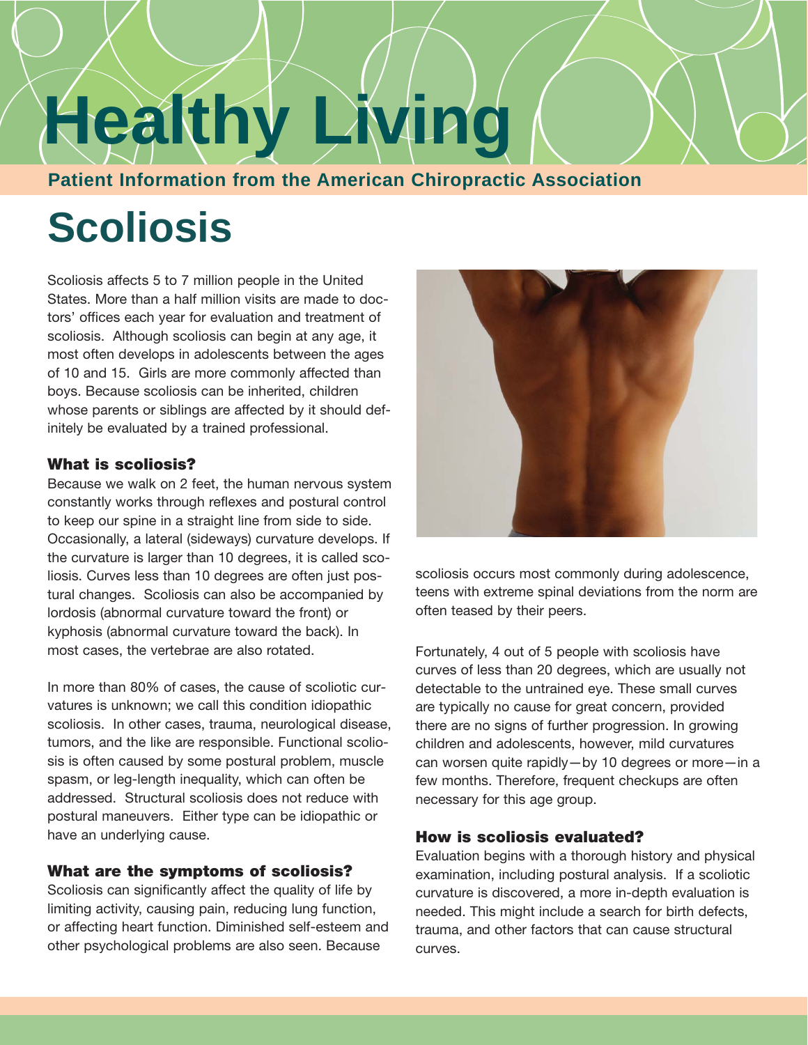# Healthy Living

**Patient Information from the American Chiropractic Association**

# Scoliosis

Scoliosis affects 5 to 7 million people in the United States. More than a half million visits are made to doctors' offices each year for evaluation and treatment of scoliosis. Although scoliosis can begin at any age, it most often develops in adolescents between the ages of 10 and 15. Girls are more commonly affected than boys. Because scoliosis can be inherited, children whose parents or siblings are affected by it should definitely be evaluated by a trained professional.

### What is scoliosis?

Because we walk on 2 feet, the human nervous system constantly works through reflexes and postural control to keep our spine in a straight line from side to side. Occasionally, a lateral (sideways) curvature develops. If the curvature is larger than 10 degrees, it is called scoliosis. Curves less than 10 degrees are often just postural changes. Scoliosis can also be accompanied by lordosis (abnormal curvature toward the front) or kyphosis (abnormal curvature toward the back). In most cases, the vertebrae are also rotated.

In more than 80% of cases, the cause of scoliotic curvatures is unknown; we call this condition idiopathic scoliosis. In other cases, trauma, neurological disease, tumors, and the like are responsible. Functional scoliosis is often caused by some postural problem, muscle spasm, or leg-length inequality, which can often be addressed. Structural scoliosis does not reduce with postural maneuvers. Either type can be idiopathic or have an underlying cause.

### What are the symptoms of scoliosis?

Scoliosis can significantly affect the quality of life by limiting activity, causing pain, reducing lung function, or affecting heart function. Diminished self-esteem and other psychological problems are also seen. Because scoliosis occurs most commonly during adolescence, teens with extreme spinal deviations from the norm are often teased by their peers.

Fortunately, 4 out of 5 people with scoliosis have curves of less than 20 degrees, which are usually not detectable to the untrained eye. These small curves are typically no cause for great concern, provided there are no signs of further progression. In growing children and adolescents, however, mild curvatures can worsen quite rapidly—by 10 degrees or more—in a few months. Therefore, frequent checkups are often necessary for this age group.

### How is scoliosis evaluated?

Evaluation begins with a thorough history and physical examination, including postural analysis. If a scoliotic curvature is discovered, a more in-depth evaluation is needed. This might include a search for birth defects, trauma, and other factors that can cause structural curves.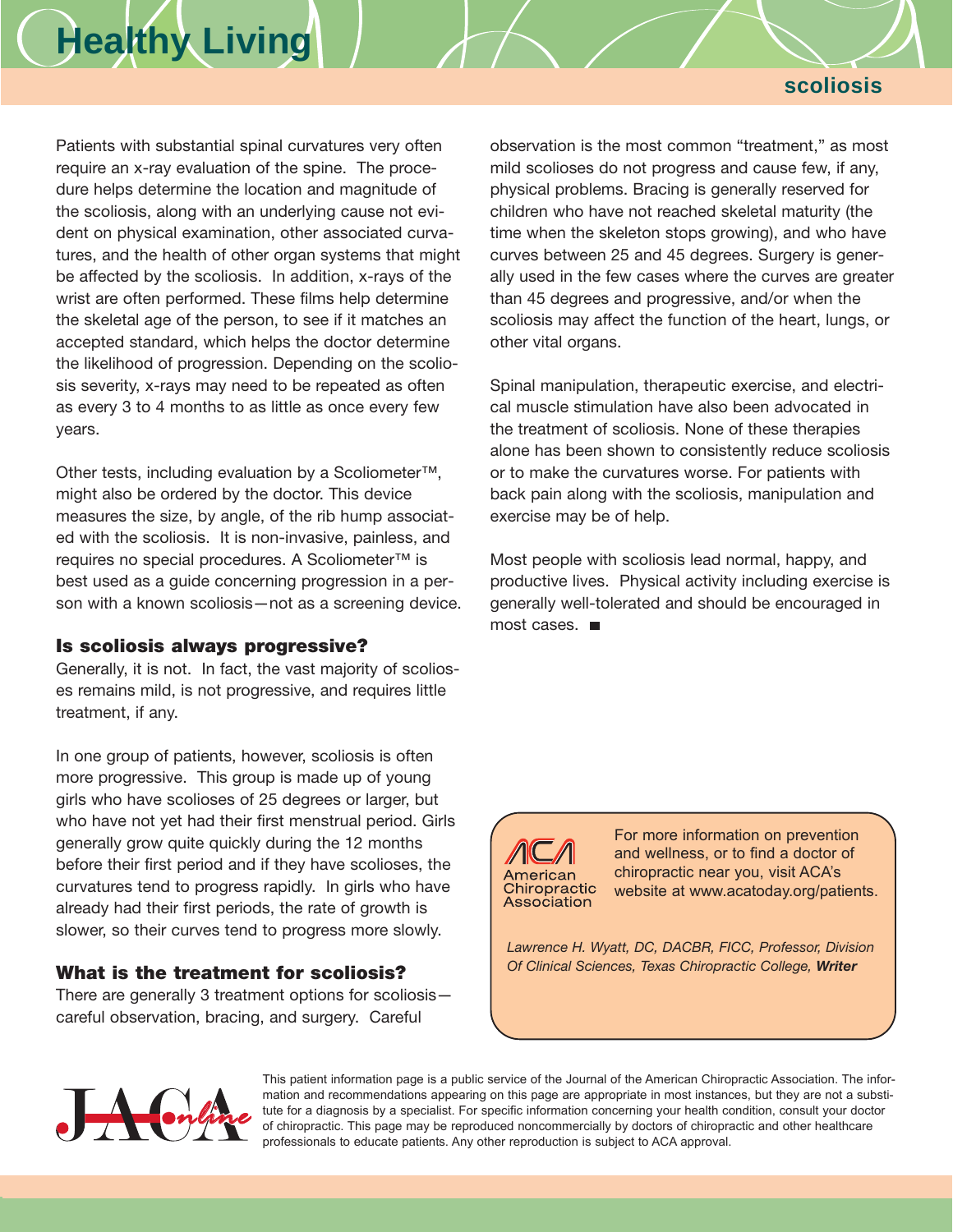Patients with substantial spinal curvatures very often require an x-ray evaluation of the spine. The procedure helps determine the location and magnitude of the scoliosis, along with an underlying cause not evident on physical examination, other associated curvatures, and the health of other organ systems that might be affected by the scoliosis. In addition, x-rays of the wrist are often performed. These films help determine the skeletal age of the person, to see if it matches an accepted standard, which helps the doctor determine the likelihood of progression. Depending on the scoliosis severity, x-rays may need to be repeated as often as every 3 to 4 months to as little as once every few years.

Other tests, including evaluation by a Scoliometer™, might also be ordered by the doctor. This device measures the size, by angle, of the rib hump associated with the scoliosis. It is non-invasive, painless, and requires no special procedures. A Scoliometer™ is best used as a guide concerning progression in a person with a known scoliosis—not as a screening device.

### Is scoliosis always progressive?

Generally, it is not. In fact, the vast majority of scolioses remains mild, is not progressive, and requires little treatment, if any.

In one group of patients, however, scoliosis is often more progressive. This group is made up of young girls who have scolioses of 25 degrees or larger, but who have not yet had their first menstrual period. Girls generally grow quite quickly during the 12 months before their first period and if they have scolioses, the curvatures tend to progress rapidly. In girls who have already had their first periods, the rate of growth is slower, so their curves tend to progress more slowly.

### What is the treatment for scoliosis?

There are generally 3 treatment options for scoliosis—careful observation, bracing, and surgery. Careful observation is the most common "treatment," as most mild scolioses do not progress and cause few, if any, physical problems. Bracing is generally reserved for children who have not reached skeletal maturity (the time when the skeleton stops growing), and who have curves between 25 and 45 degrees. Surgery is generally used in the few cases where the curves are greater than 45 degrees and progressive, and/or when the scoliosis may affect the function of the heart, lungs, or other vital organs.

Spinal manipulation, therapeutic exercise, and electrical muscle stimulation have also been advocated in the treatment of scoliosis. None of these therapies alone has been shown to consistently reduce scoliosis or to make the curvatures worse. For patients with back pain along with the scoliosis, manipulation and exercise may be of help.

Most people with scoliosis lead normal, happy, and productive lives. Physical activity including exercise is generally well-tolerated and should be encouraged in most cases. ■

ACA American Chiropractic Association

For more information on prevention and wellness, or to find a doctor of chiropractic near you, visit ACA's website at www.acatoday.org/patients.

*Lawrence H. Wyatt, DC, DACBR, FICC, Professor, Division Of Clinical Sciences, Texas Chiropractic College, **Writer***

JACA online

This patient information page is a public service of the Journal of the American Chiropractic Association. The information and recommendations appearing on this page are appropriate in most instances, but they are not a substitute for a diagnosis by a specialist. For specific information concerning your health condition, consult your doctor of chiropractic. This page may be reproduced noncommercially by doctors of chiropractic and other healthcare professionals to educate patients. Any other reproduction is subject to ACA approval.